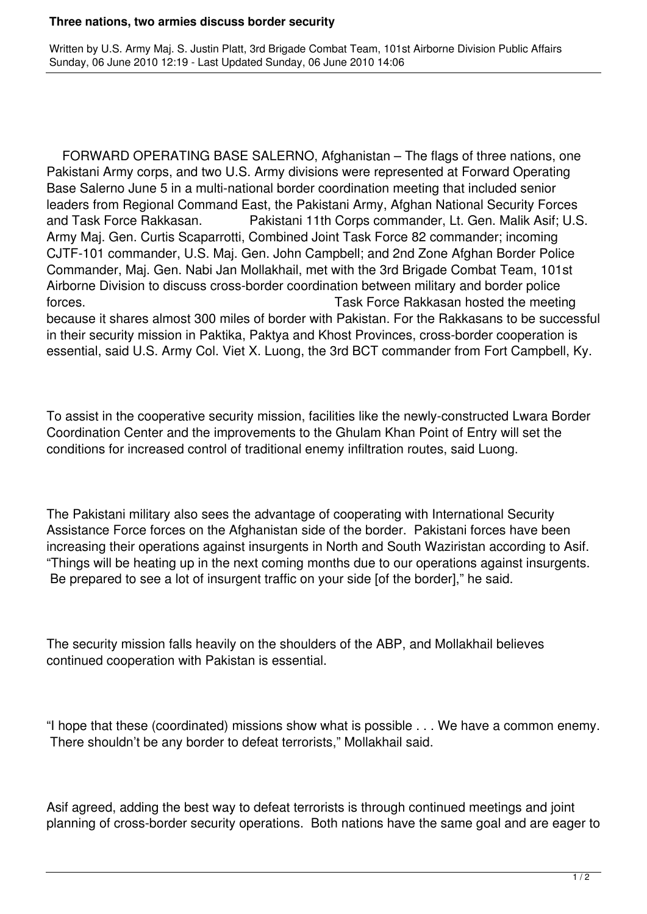# Three nations, two armies discuss border security

Written by U.S. Army Maj. S. Justin Platt, 3rd Brigade Combat Team, 101st Airborne Division Public Affairs
Sunday, 06 June 2010 12:19 - Last Updated Sunday, 06 June 2010 14:06

FORWARD OPERATING BASE SALERNO, Afghanistan – The flags of three nations, one Pakistani Army corps, and two U.S. Army divisions were represented at Forward Operating Base Salerno June 5 in a multi-national border coordination meeting that included senior leaders from Regional Command East, the Pakistani Army, Afghan National Security Forces and Task Force Rakkasan. Pakistani 11th Corps commander, Lt. Gen. Malik Asif; U.S. Army Maj. Gen. Curtis Scaparrotti, Combined Joint Task Force 82 commander; incoming CJTF-101 commander, U.S. Maj. Gen. John Campbell; and 2nd Zone Afghan Border Police Commander, Maj. Gen. Nabi Jan Mollakhail, met with the 3rd Brigade Combat Team, 101st Airborne Division to discuss cross-border coordination between military and border police forces. Task Force Rakkasan hosted the meeting because it shares almost 300 miles of border with Pakistan. For the Rakkasans to be successful in their security mission in Paktika, Paktya and Khost Provinces, cross-border cooperation is essential, said U.S. Army Col. Viet X. Luong, the 3rd BCT commander from Fort Campbell, Ky.

To assist in the cooperative security mission, facilities like the newly-constructed Lwara Border Coordination Center and the improvements to the Ghulam Khan Point of Entry will set the conditions for increased control of traditional enemy infiltration routes, said Luong.

The Pakistani military also sees the advantage of cooperating with International Security Assistance Force forces on the Afghanistan side of the border. Pakistani forces have been increasing their operations against insurgents in North and South Waziristan according to Asif. "Things will be heating up in the next coming months due to our operations against insurgents. Be prepared to see a lot of insurgent traffic on your side [of the border]," he said.

The security mission falls heavily on the shoulders of the ABP, and Mollakhail believes continued cooperation with Pakistan is essential.

"I hope that these (coordinated) missions show what is possible . . . We have a common enemy. There shouldn't be any border to defeat terrorists," Mollakhail said.

Asif agreed, adding the best way to defeat terrorists is through continued meetings and joint planning of cross-border security operations. Both nations have the same goal and are eager to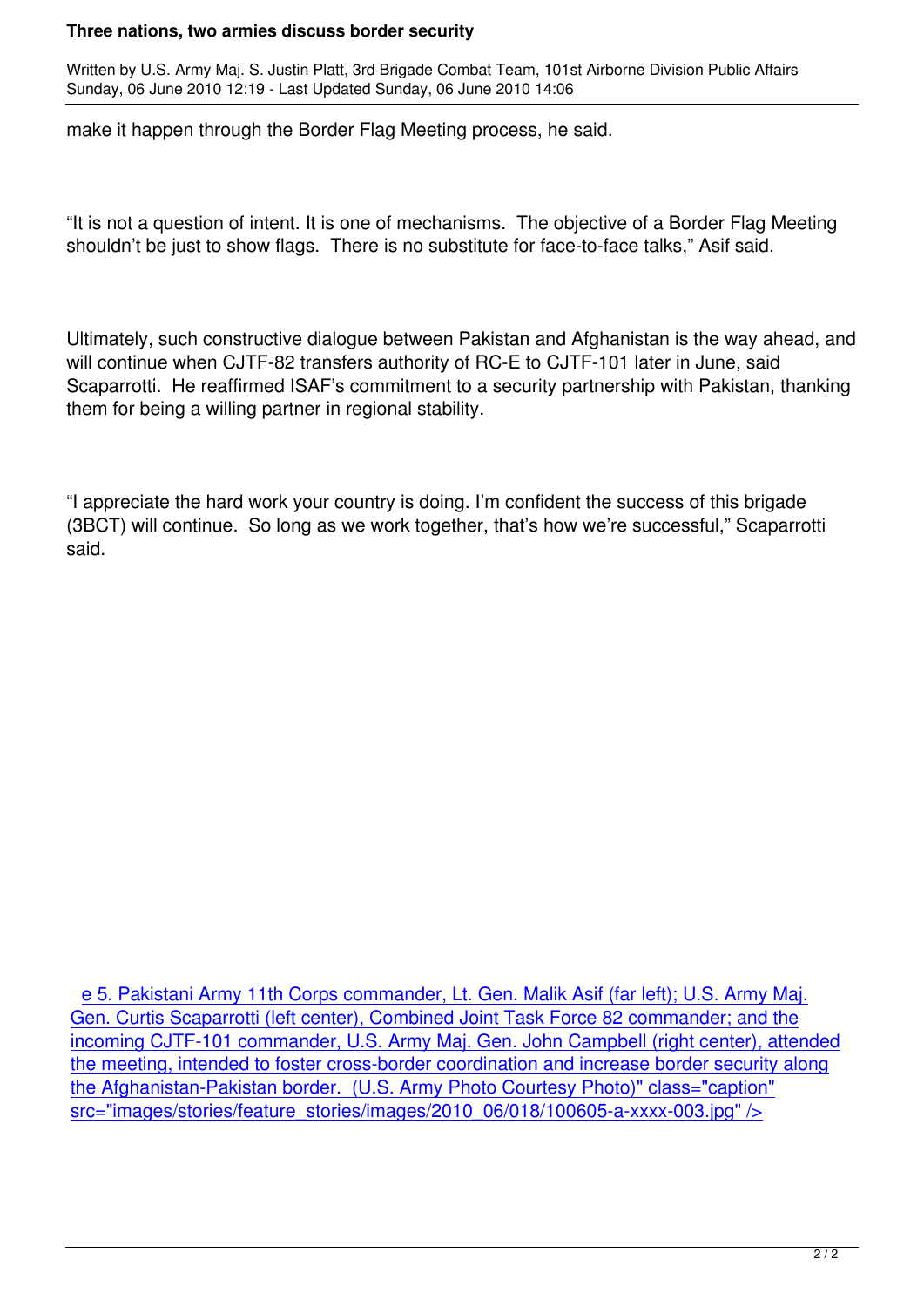make it happen through the Border Flag Meeting process, he said.

“It is not a question of intent. It is one of mechanisms.  The objective of a Border Flag Meeting shouldn’t be just to show flags.  There is no substitute for face-to-face talks,” Asif said.

Ultimately, such constructive dialogue between Pakistan and Afghanistan is the way ahead, and will continue when CJTF-82 transfers authority of RC-E to CJTF-101 later in June, said Scaparrotti.  He reaffirmed ISAF’s commitment to a security partnership with Pakistan, thanking them for being a willing partner in regional stability.

“I appreciate the hard work your country is doing. I’m confident the success of this brigade (3BCT) will continue.  So long as we work together, that’s how we’re successful,” Scaparrotti said.

e 5. Pakistani Army 11th Corps commander, Lt. Gen. Malik Asif (far left); U.S. Army Maj. Gen. Curtis Scaparrotti (left center), Combined Joint Task Force 82 commander; and the incoming CJTF-101 commander, U.S. Army Maj. Gen. John Campbell (right center), attended the meeting, intended to foster cross-border coordination and increase border security along the Afghanistan-Pakistan border.  (U.S. Army Photo Courtesy Photo)" class="caption" src="images/stories/feature_stories/images/2010_06/018/100605-a-xxxx-003.jpg" />